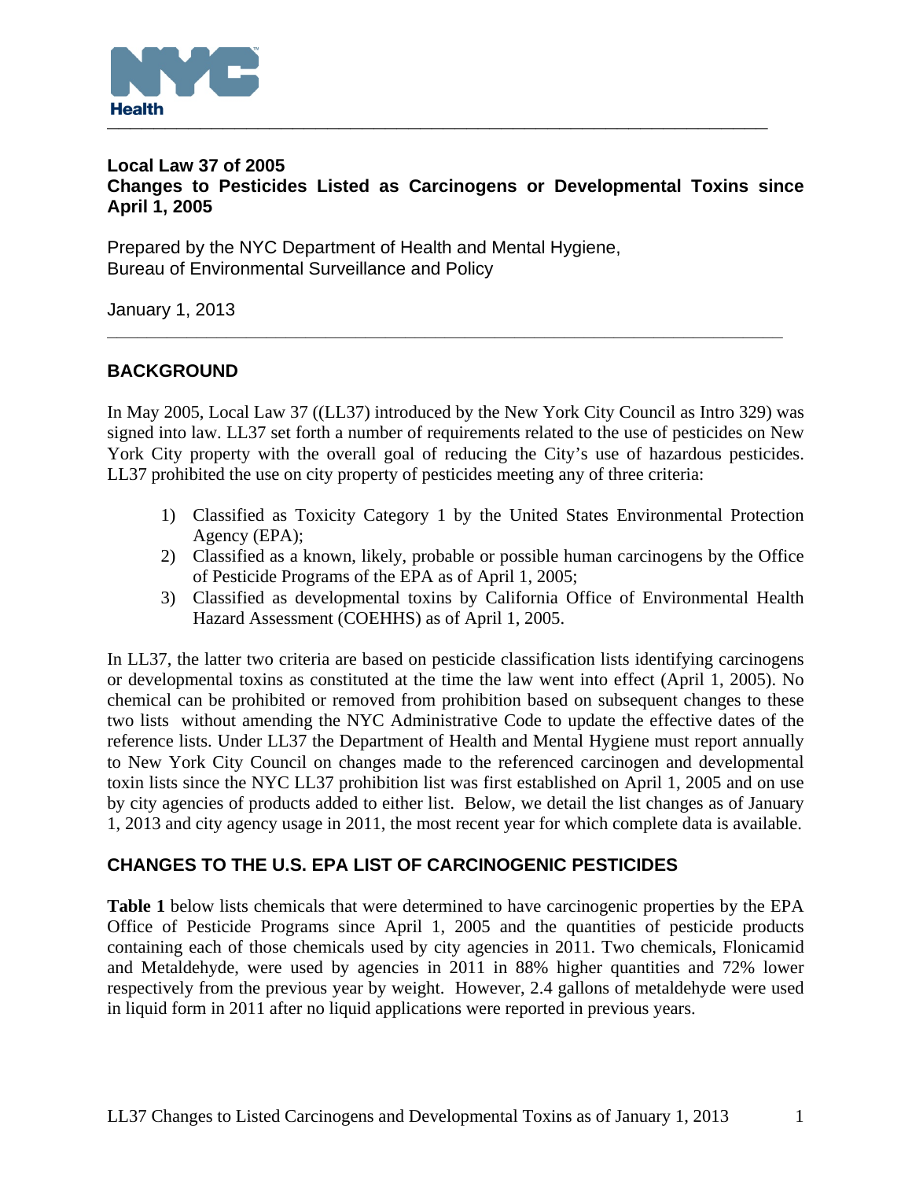# Local Law 37 of 2005
# Changes to Pesticides Listed as Carcinogens or Developmental Toxins since April 1, 2005

Prepared by the NYC Department of Health and Mental Hygiene,
Bureau of Environmental Surveillance and Policy

January 1, 2013

## BACKGROUND

In May 2005, Local Law 37 ((LL37) introduced by the New York City Council as Intro 329) was signed into law. LL37 set forth a number of requirements related to the use of pesticides on New York City property with the overall goal of reducing the City's use of hazardous pesticides. LL37 prohibited the use on city property of pesticides meeting any of three criteria:

1) Classified as Toxicity Category 1 by the United States Environmental Protection Agency (EPA);
2) Classified as a known, likely, probable or possible human carcinogens by the Office of Pesticide Programs of the EPA as of April 1, 2005;
3) Classified as developmental toxins by California Office of Environmental Health Hazard Assessment (COEHHS) as of April 1, 2005.

In LL37, the latter two criteria are based on pesticide classification lists identifying carcinogens or developmental toxins as constituted at the time the law went into effect (April 1, 2005). No chemical can be prohibited or removed from prohibition based on subsequent changes to these two lists without amending the NYC Administrative Code to update the effective dates of the reference lists. Under LL37 the Department of Health and Mental Hygiene must report annually to New York City Council on changes made to the referenced carcinogen and developmental toxin lists since the NYC LL37 prohibition list was first established on April 1, 2005 and on use by city agencies of products added to either list. Below, we detail the list changes as of January 1, 2013 and city agency usage in 2011, the most recent year for which complete data is available.

## CHANGES TO THE U.S. EPA LIST OF CARCINOGENIC PESTICIDES

**Table 1** below lists chemicals that were determined to have carcinogenic properties by the EPA Office of Pesticide Programs since April 1, 2005 and the quantities of pesticide products containing each of those chemicals used by city agencies in 2011. Two chemicals, Flonicamid and Metaldehyde, were used by agencies in 2011 in 88% higher quantities and 72% lower respectively from the previous year by weight. However, 2.4 gallons of metaldehyde were used in liquid form in 2011 after no liquid applications were reported in previous years.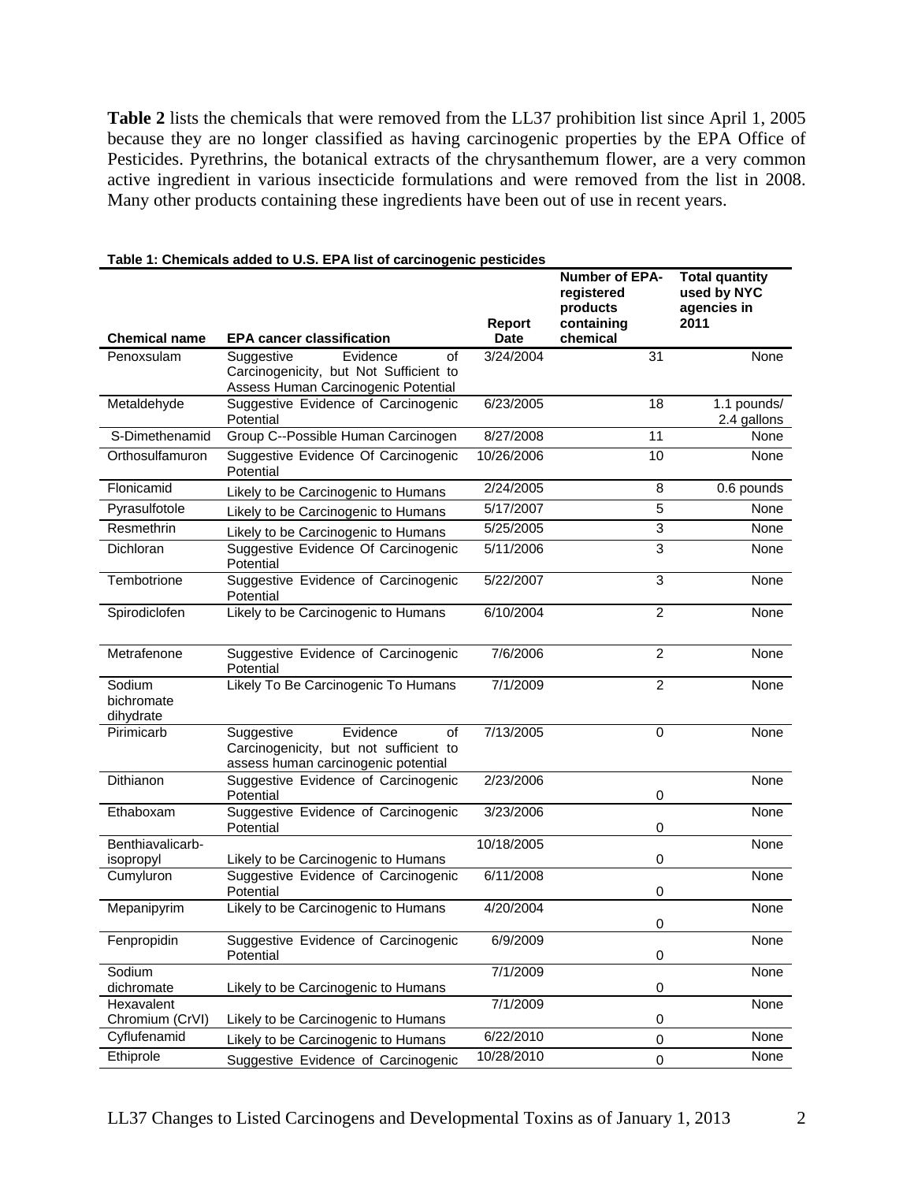**Table 2** lists the chemicals that were removed from the LL37 prohibition list since April 1, 2005 because they are no longer classified as having carcinogenic properties by the EPA Office of Pesticides. Pyrethrins, the botanical extracts of the chrysanthemum flower, are a very common active ingredient in various insecticide formulations and were removed from the list in 2008. Many other products containing these ingredients have been out of use in recent years.

**Table 1: Chemicals added to U.S. EPA list of carcinogenic pesticides**

| Chemical name | EPA cancer classification | Report Date | Number of EPA-registered products containing chemical | Total quantity used by NYC agencies in 2011 |
|---|---|---|---|---|
| Penoxsulam | Suggestive Evidence of Carcinogenicity, but Not Sufficient to Assess Human Carcinogenic Potential | 3/24/2004 | 31 | None |
| Metaldehyde | Suggestive Evidence of Carcinogenic Potential | 6/23/2005 | 18 | 1.1 pounds/ 2.4 gallons |
| S-Dimethenamid | Group C--Possible Human Carcinogen | 8/27/2008 | 11 | None |
| Orthosulfamuron | Suggestive Evidence Of Carcinogenic Potential | 10/26/2006 | 10 | None |
| Flonicamid | Likely to be Carcinogenic to Humans | 2/24/2005 | 8 | 0.6 pounds |
| Pyrasulfotole | Likely to be Carcinogenic to Humans | 5/17/2007 | 5 | None |
| Resmethrin | Likely to be Carcinogenic to Humans | 5/25/2005 | 3 | None |
| Dichloran | Suggestive Evidence Of Carcinogenic Potential | 5/11/2006 | 3 | None |
| Tembotrione | Suggestive Evidence of Carcinogenic Potential | 5/22/2007 | 3 | None |
| Spirodiclofen | Likely to be Carcinogenic to Humans | 6/10/2004 | 2 | None |
| Metrafenone | Suggestive Evidence of Carcinogenic Potential | 7/6/2006 | 2 | None |
| Sodium bichromate dihydrate | Likely To Be Carcinogenic To Humans | 7/1/2009 | 2 | None |
| Pirimicarb | Suggestive Evidence of Carcinogenicity, but not sufficient to assess human carcinogenic potential | 7/13/2005 | 0 | None |
| Dithianon | Suggestive Evidence of Carcinogenic Potential | 2/23/2006 | 0 | None |
| Ethaboxam | Suggestive Evidence of Carcinogenic Potential | 3/23/2006 | 0 | None |
| Benthiavalicarb-isopropyl | Likely to be Carcinogenic to Humans | 10/18/2005 | 0 | None |
| Cumyluron | Suggestive Evidence of Carcinogenic Potential | 6/11/2008 | 0 | None |
| Mepanipyrim | Likely to be Carcinogenic to Humans | 4/20/2004 | 0 | None |
| Fenpropidin | Suggestive Evidence of Carcinogenic Potential | 6/9/2009 | 0 | None |
| Sodium dichromate | Likely to be Carcinogenic to Humans | 7/1/2009 | 0 | None |
| Hexavalent Chromium (CrVI) | Likely to be Carcinogenic to Humans | 7/1/2009 | 0 | None |
| Cyflufenamid | Likely to be Carcinogenic to Humans | 6/22/2010 | 0 | None |
| Ethiprole | Suggestive Evidence of Carcinogenic | 10/28/2010 | 0 | None |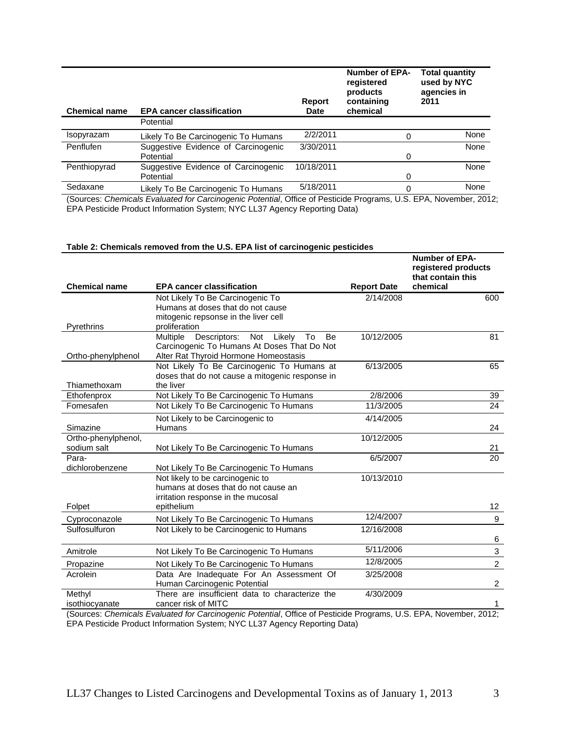| Chemical name | EPA cancer classification | Report Date | Number of EPA-registered products containing chemical | Total quantity used by NYC agencies in 2011 |
|---|---|---|---|---|
| | Potential | | | |
| Isopyrazam | Likely To Be Carcinogenic To Humans | 2/2/2011 | 0 | None |
| Penflufen | Suggestive Evidence of Carcinogenic Potential | 3/30/2011 | 0 | None |
| Penthiopyrad | Suggestive Evidence of Carcinogenic Potential | 10/18/2011 | 0 | None |
| Sedaxane | Likely To Be Carcinogenic To Humans | 5/18/2011 | 0 | None |

(Sources: *Chemicals Evaluated for Carcinogenic Potential*, Office of Pesticide Programs, U.S. EPA, November, 2012; EPA Pesticide Product Information System; NYC LL37 Agency Reporting Data)

**Table 2: Chemicals removed from the U.S. EPA list of carcinogenic pesticides**

| Chemical name | EPA cancer classification | Report Date | Number of EPA-registered products that contain this chemical |
|---|---|---|---|
| Pyrethrins | Not Likely To Be Carcinogenic To Humans at doses that do not cause mitogenic repsonse in the liver cell proliferation | 2/14/2008 | 600 |
| Ortho-phenylphenol | Multiple Descriptors: Not Likely To Be Carcinogenic To Humans At Doses That Do Not Alter Rat Thyroid Hormone Homeostasis | 10/12/2005 | 81 |
| Thiamethoxam | Not Likely To Be Carcinogenic To Humans at doses that do not cause a mitogenic response in the liver | 6/13/2005 | 65 |
| Ethofenprox | Not Likely To Be Carcinogenic To Humans | 2/8/2006 | 39 |
| Fomesafen | Not Likely To Be Carcinogenic To Humans | 11/3/2005 | 24 |
| Simazine | Not Likely to be Carcinogenic to Humans | 4/14/2005 | 24 |
| Ortho-phenylphenol, sodium salt | Not Likely To Be Carcinogenic To Humans | 10/12/2005 | 21 |
| Para-dichlorobenzene | Not Likely To Be Carcinogenic To Humans | 6/5/2007 | 20 |
| Folpet | Not likely to be carcinogenic to humans at doses that do not cause an irritation response in the mucosal epithelium | 10/13/2010 | 12 |
| Cyproconazole | Not Likely To Be Carcinogenic To Humans | 12/4/2007 | 9 |
| Sulfosulfuron | Not Likely to be Carcinogenic to Humans | 12/16/2008 | 6 |
| Amitrole | Not Likely To Be Carcinogenic To Humans | 5/11/2006 | 3 |
| Propazine | Not Likely To Be Carcinogenic To Humans | 12/8/2005 | 2 |
| Acrolein | Data Are Inadequate For An Assessment Of Human Carcinogenic Potential | 3/25/2008 | 2 |
| Methyl isothiocyanate | There are insufficient data to characterize the cancer risk of MITC | 4/30/2009 | 1 |

(Sources: *Chemicals Evaluated for Carcinogenic Potential*, Office of Pesticide Programs, U.S. EPA, November, 2012; EPA Pesticide Product Information System; NYC LL37 Agency Reporting Data)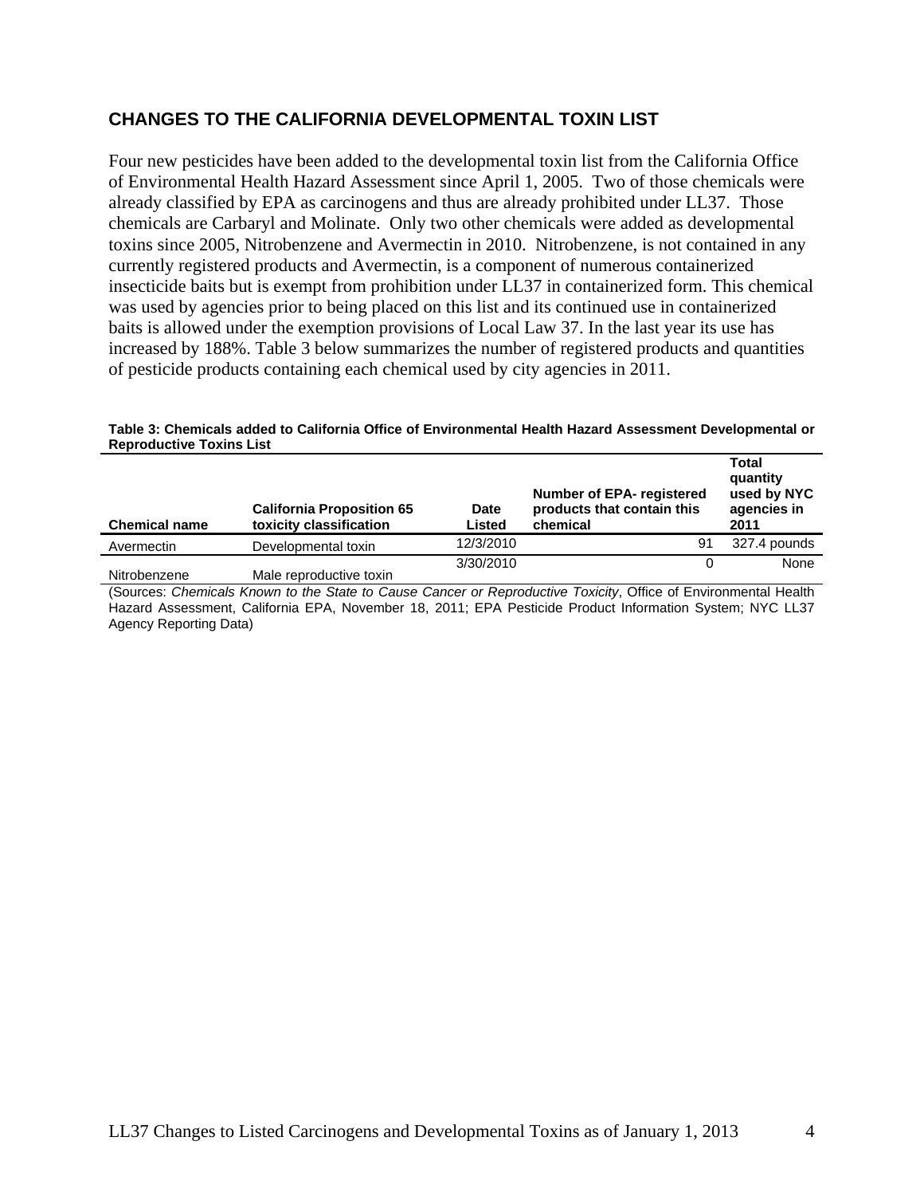## CHANGES TO THE CALIFORNIA DEVELOPMENTAL TOXIN LIST

Four new pesticides have been added to the developmental toxin list from the California Office of Environmental Health Hazard Assessment since April 1, 2005. Two of those chemicals were already classified by EPA as carcinogens and thus are already prohibited under LL37. Those chemicals are Carbaryl and Molinate. Only two other chemicals were added as developmental toxins since 2005, Nitrobenzene and Avermectin in 2010. Nitrobenzene, is not contained in any currently registered products and Avermectin, is a component of numerous containerized insecticide baits but is exempt from prohibition under LL37 in containerized form. This chemical was used by agencies prior to being placed on this list and its continued use in containerized baits is allowed under the exemption provisions of Local Law 37. In the last year its use has increased by 188%. Table 3 below summarizes the number of registered products and quantities of pesticide products containing each chemical used by city agencies in 2011.

**Table 3: Chemicals added to California Office of Environmental Health Hazard Assessment Developmental or Reproductive Toxins List**

| Chemical name | California Proposition 65 toxicity classification | Date Listed | Number of EPA- registered products that contain this chemical | Total quantity used by NYC agencies in 2011 |
|---|---|---|---|---|
| Avermectin | Developmental toxin | 12/3/2010 | 91 | 327.4 pounds |
| Nitrobenzene | Male reproductive toxin | 3/30/2010 | 0 | None |

(Sources: *Chemicals Known to the State to Cause Cancer or Reproductive Toxicity*, Office of Environmental Health Hazard Assessment, California EPA, November 18, 2011; EPA Pesticide Product Information System; NYC LL37 Agency Reporting Data)